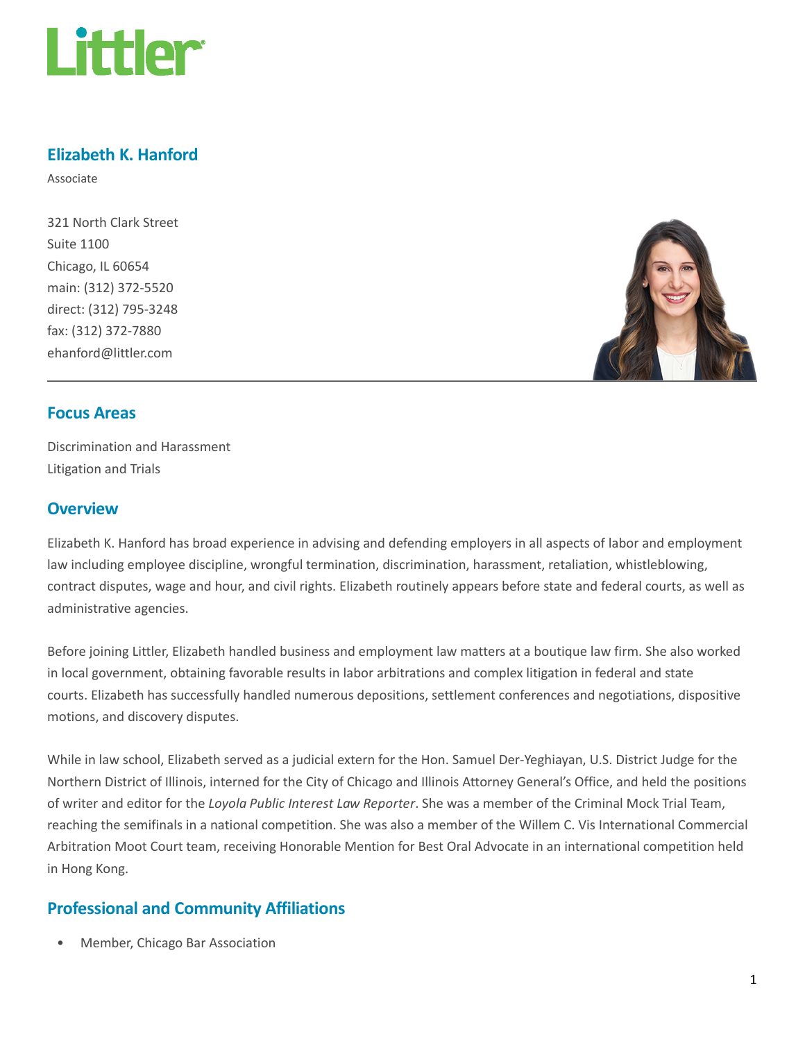Littler

# Elizabeth K. Hanford

Associate

321 North Clark Street
Suite 1100
Chicago, IL 60654
main: (312) 372-5520
direct: (312) 795-3248
fax: (312) 372-7880
ehanford@littler.com

## Focus Areas

Discrimination and Harassment
Litigation and Trials

## Overview

Elizabeth K. Hanford has broad experience in advising and defending employers in all aspects of labor and employment law including employee discipline, wrongful termination, discrimination, harassment, retaliation, whistleblowing, contract disputes, wage and hour, and civil rights. Elizabeth routinely appears before state and federal courts, as well as administrative agencies.

Before joining Littler, Elizabeth handled business and employment law matters at a boutique law firm. She also worked in local government, obtaining favorable results in labor arbitrations and complex litigation in federal and state courts. Elizabeth has successfully handled numerous depositions, settlement conferences and negotiations, dispositive motions, and discovery disputes.

While in law school, Elizabeth served as a judicial extern for the Hon. Samuel Der-Yeghiayan, U.S. District Judge for the Northern District of Illinois, interned for the City of Chicago and Illinois Attorney General's Office, and held the positions of writer and editor for the *Loyola Public Interest Law Reporter*. She was a member of the Criminal Mock Trial Team, reaching the semifinals in a national competition. She was also a member of the Willem C. Vis International Commercial Arbitration Moot Court team, receiving Honorable Mention for Best Oral Advocate in an international competition held in Hong Kong.

## Professional and Community Affiliations

- Member, Chicago Bar Association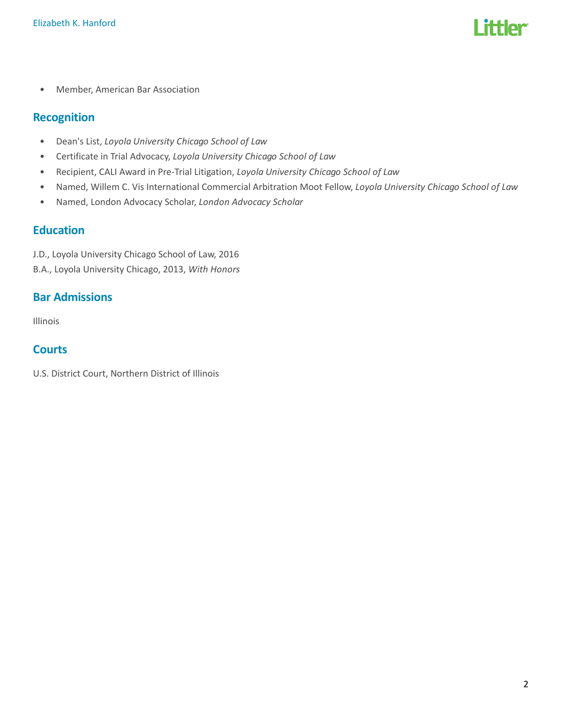- Member, American Bar Association

## Recognition

- Dean's List, *Loyola University Chicago School of Law*
- Certificate in Trial Advocacy, *Loyola University Chicago School of Law*
- Recipient, CALI Award in Pre-Trial Litigation, *Loyola University Chicago School of Law*
- Named, Willem C. Vis International Commercial Arbitration Moot Fellow, *Loyola University Chicago School of Law*
- Named, London Advocacy Scholar, *London Advocacy Scholar*

## Education

J.D., Loyola University Chicago School of Law, 2016
B.A., Loyola University Chicago, 2013, *With Honors*

## Bar Admissions

Illinois

## Courts

U.S. District Court, Northern District of Illinois